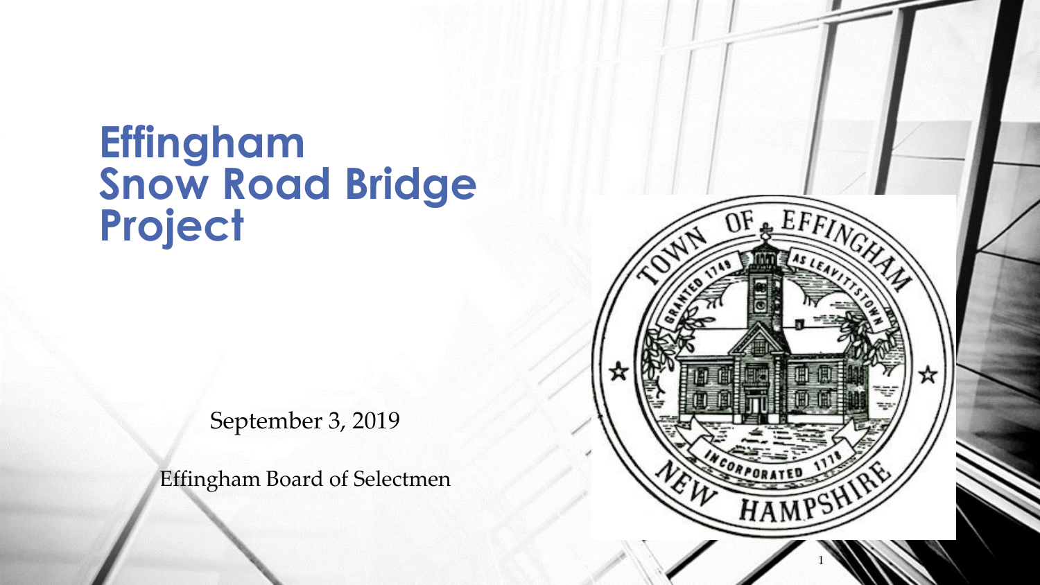# Effingham Snow Road Bridge Project

September 3, 2019

Effingham Board of Selectmen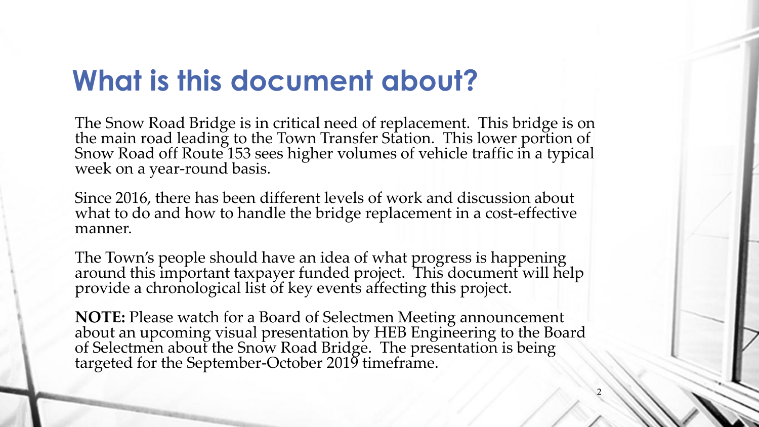# What is this document about?

The Snow Road Bridge is in critical need of replacement. This bridge is on the main road leading to the Town Transfer Station. This lower portion of Snow Road off Route 153 sees higher volumes of vehicle traffic in a typical week on a year-round basis.

Since 2016, there has been different levels of work and discussion about what to do and how to handle the bridge replacement in a cost-effective manner.

The Town's people should have an idea of what progress is happening around this important taxpayer funded project. This document will help provide a chronological list of key events affecting this project.

**NOTE:** Please watch for a Board of Selectmen Meeting announcement about an upcoming visual presentation by HEB Engineering to the Board of Selectmen about the Snow Road Bridge. The presentation is being targeted for the September-October 2019 timeframe.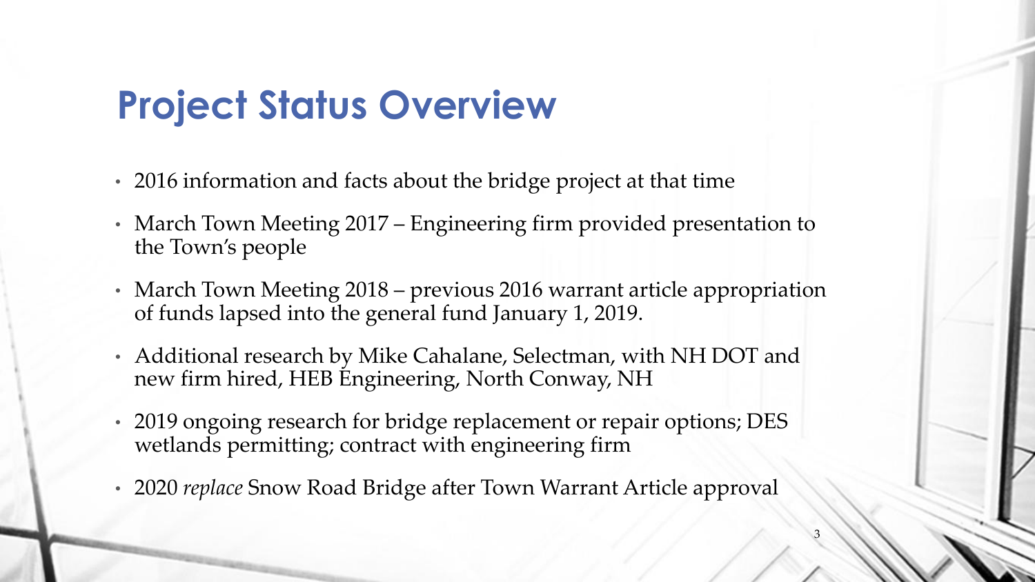# Project Status Overview

- 2016 information and facts about the bridge project at that time
- March Town Meeting 2017 – Engineering firm provided presentation to the Town's people
- March Town Meeting 2018 – previous 2016 warrant article appropriation of funds lapsed into the general fund January 1, 2019.
- Additional research by Mike Cahalane, Selectman, with NH DOT and new firm hired, HEB Engineering, North Conway, NH
- 2019 ongoing research for bridge replacement or repair options; DES wetlands permitting; contract with engineering firm
- 2020 *replace* Snow Road Bridge after Town Warrant Article approval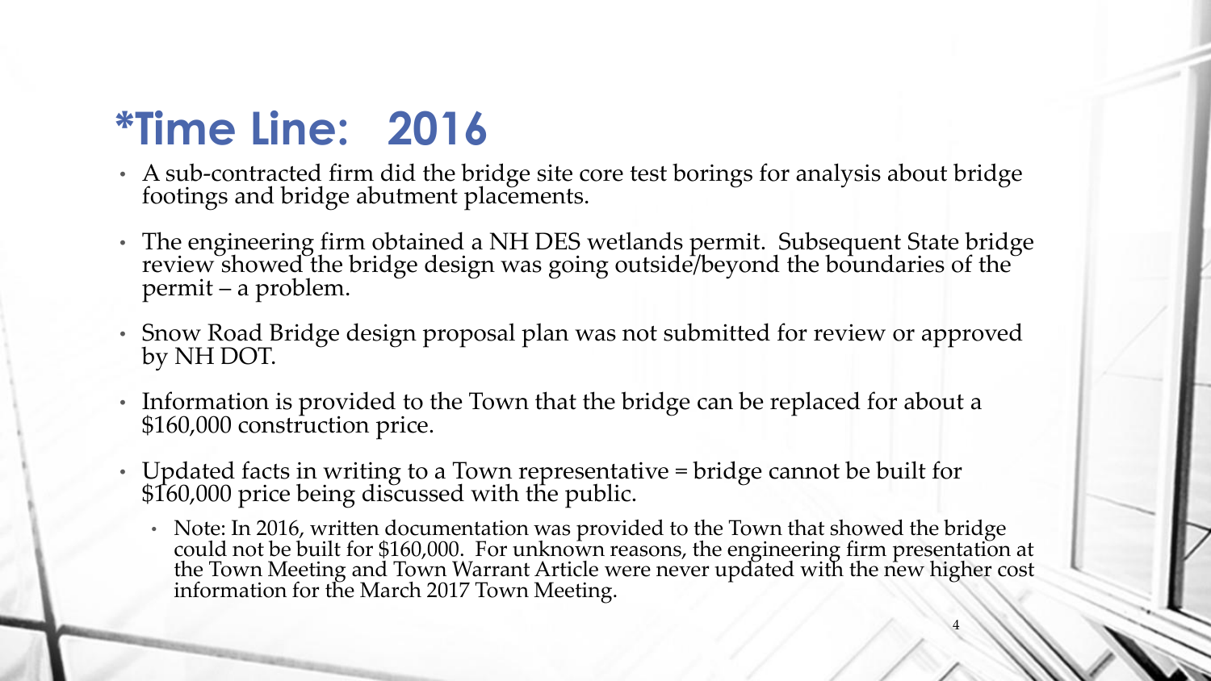# *Time Line: 2016

- A sub-contracted firm did the bridge site core test borings for analysis about bridge footings and bridge abutment placements.
- The engineering firm obtained a NH DES wetlands permit. Subsequent State bridge review showed the bridge design was going outside/beyond the boundaries of the permit – a problem.
- Snow Road Bridge design proposal plan was not submitted for review or approved by NH DOT.
- Information is provided to the Town that the bridge can be replaced for about a $160,000 construction price.
- Updated facts in writing to a Town representative = bridge cannot be built for $160,000 price being discussed with the public.
  - Note: In 2016, written documentation was provided to the Town that showed the bridge could not be built for $160,000. For unknown reasons, the engineering firm presentation at the Town Meeting and Town Warrant Article were never updated with the new higher cost information for the March 2017 Town Meeting.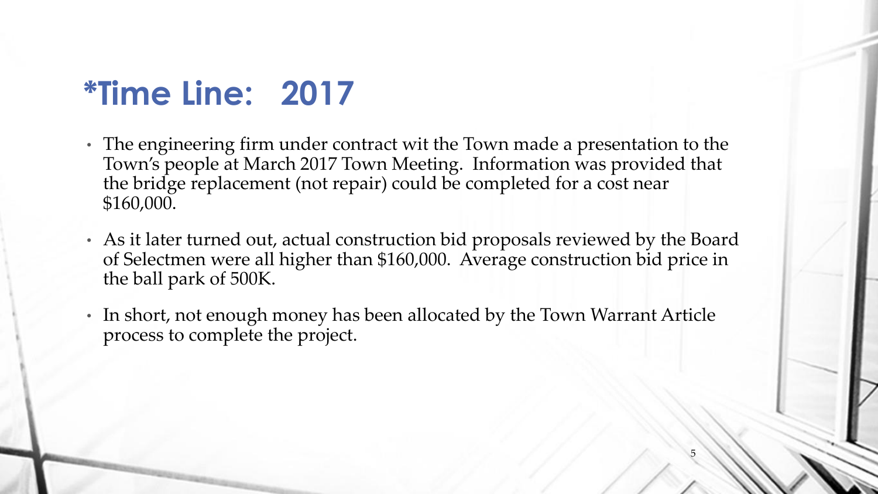# *Time Line: 2017

- The engineering firm under contract wit the Town made a presentation to the Town's people at March 2017 Town Meeting. Information was provided that the bridge replacement (not repair) could be completed for a cost near $160,000.
- As it later turned out, actual construction bid proposals reviewed by the Board of Selectmen were all higher than $160,000. Average construction bid price in the ball park of 500K.
- In short, not enough money has been allocated by the Town Warrant Article process to complete the project.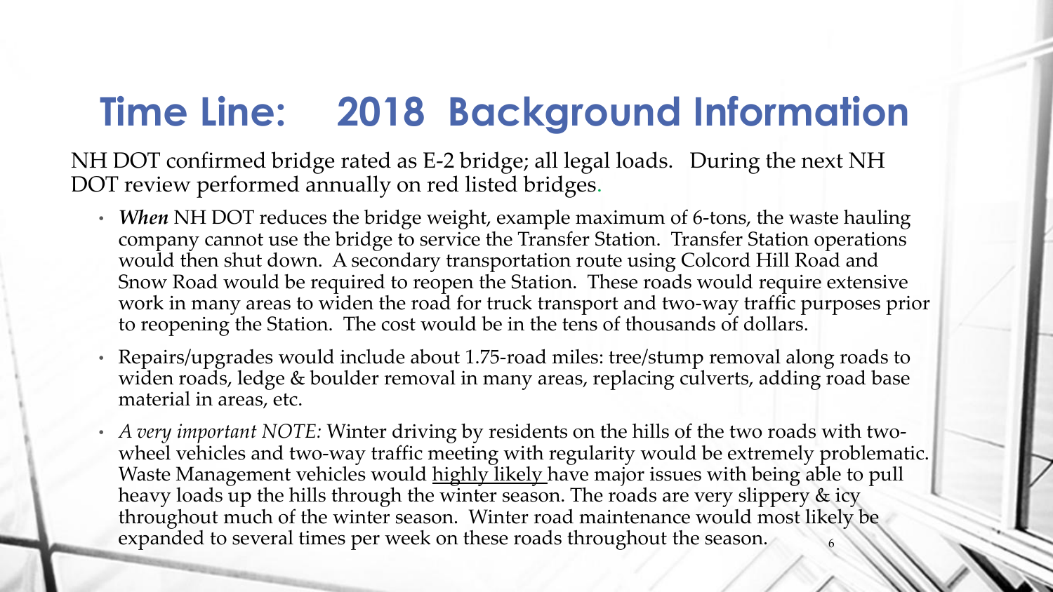# Time Line: 2018 Background Information

NH DOT confirmed bridge rated as E-2 bridge; all legal loads. During the next NH DOT review performed annually on red listed bridges.

- ***When*** NH DOT reduces the bridge weight, example maximum of 6-tons, the waste hauling company cannot use the bridge to service the Transfer Station. Transfer Station operations would then shut down. A secondary transportation route using Colcord Hill Road and Snow Road would be required to reopen the Station. These roads would require extensive work in many areas to widen the road for truck transport and two-way traffic purposes prior to reopening the Station. The cost would be in the tens of thousands of dollars.
- Repairs/upgrades would include about 1.75-road miles: tree/stump removal along roads to widen roads, ledge & boulder removal in many areas, replacing culverts, adding road base material in areas, etc.
- *A very important NOTE:* Winter driving by residents on the hills of the two roads with two-wheel vehicles and two-way traffic meeting with regularity would be extremely problematic. Waste Management vehicles would <u>highly likely</u> have major issues with being able to pull heavy loads up the hills through the winter season. The roads are very slippery & icy throughout much of the winter season. Winter road maintenance would most likely be expanded to several times per week on these roads throughout the season.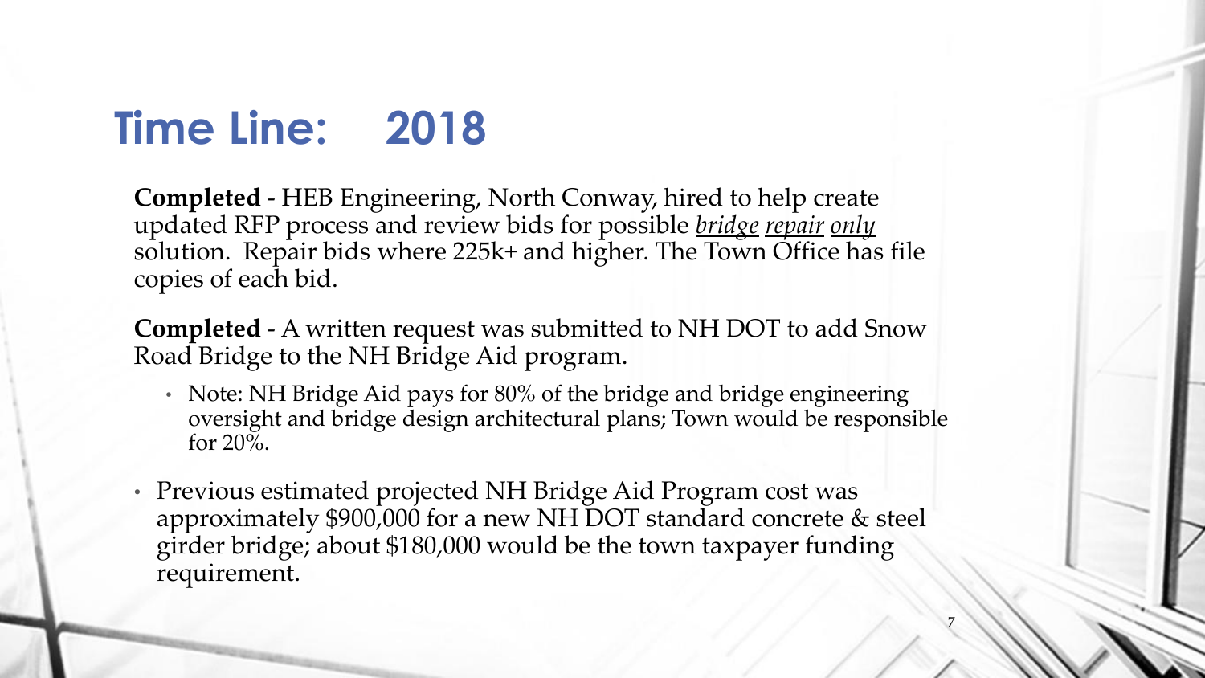# Time Line: 2018

**Completed** - HEB Engineering, North Conway, hired to help create updated RFP process and review bids for possible *bridge repair only* solution. Repair bids where 225k+ and higher. The Town Office has file copies of each bid.

**Completed** - A written request was submitted to NH DOT to add Snow Road Bridge to the NH Bridge Aid program.

- Note: NH Bridge Aid pays for 80% of the bridge and bridge engineering oversight and bridge design architectural plans; Town would be responsible for 20%.

- Previous estimated projected NH Bridge Aid Program cost was approximately $900,000 for a new NH DOT standard concrete & steel girder bridge; about $180,000 would be the town taxpayer funding requirement.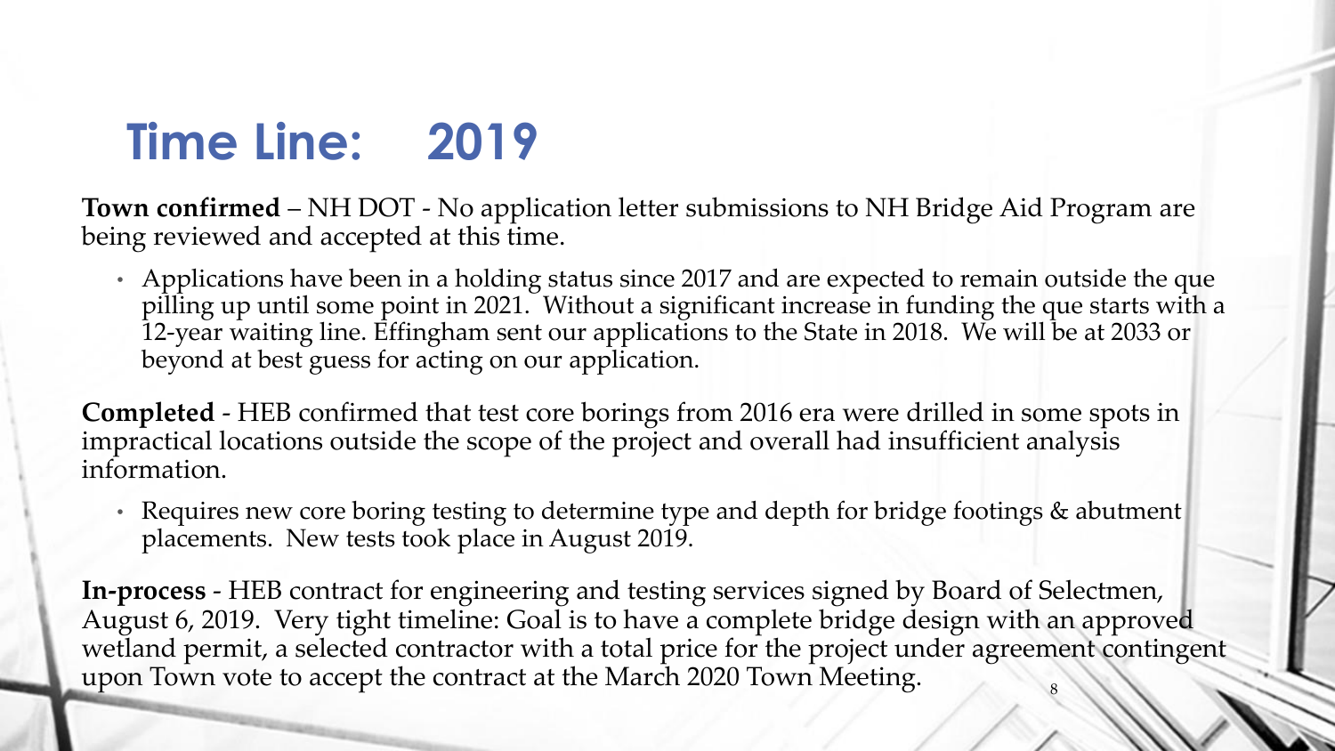# Time Line: 2019

**Town confirmed** – NH DOT - No application letter submissions to NH Bridge Aid Program are being reviewed and accepted at this time.

- Applications have been in a holding status since 2017 and are expected to remain outside the que pilling up until some point in 2021. Without a significant increase in funding the que starts with a 12-year waiting line. Effingham sent our applications to the State in 2018. We will be at 2033 or beyond at best guess for acting on our application.

**Completed** - HEB confirmed that test core borings from 2016 era were drilled in some spots in impractical locations outside the scope of the project and overall had insufficient analysis information.

- Requires new core boring testing to determine type and depth for bridge footings & abutment placements. New tests took place in August 2019.

**In-process** - HEB contract for engineering and testing services signed by Board of Selectmen, August 6, 2019. Very tight timeline: Goal is to have a complete bridge design with an approved wetland permit, a selected contractor with a total price for the project under agreement contingent upon Town vote to accept the contract at the March 2020 Town Meeting.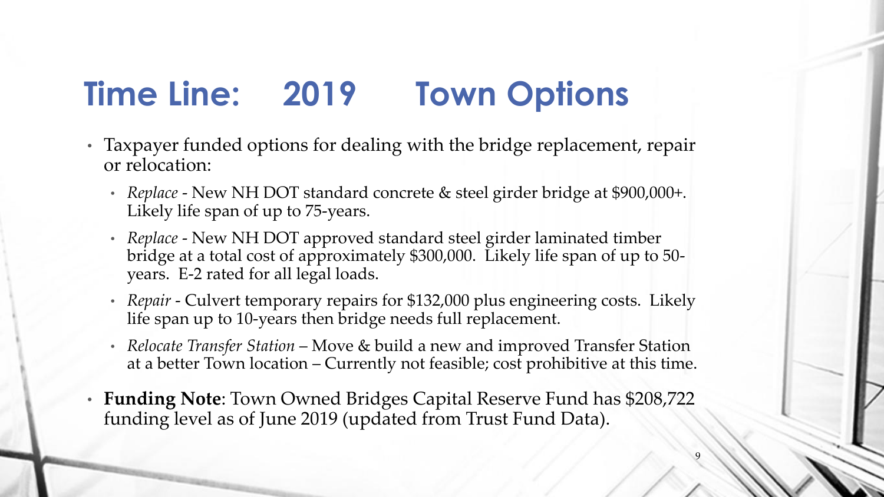# Time Line: 2019 Town Options

- Taxpayer funded options for dealing with the bridge replacement, repair or relocation:
  - *Replace* - New NH DOT standard concrete & steel girder bridge at $900,000+. Likely life span of up to 75-years.
  - *Replace* - New NH DOT approved standard steel girder laminated timber bridge at a total cost of approximately $300,000. Likely life span of up to 50-years. E-2 rated for all legal loads.
  - *Repair* - Culvert temporary repairs for $132,000 plus engineering costs. Likely life span up to 10-years then bridge needs full replacement.
  - *Relocate Transfer Station* – Move & build a new and improved Transfer Station at a better Town location – Currently not feasible; cost prohibitive at this time.
- **Funding Note**: Town Owned Bridges Capital Reserve Fund has $208,722 funding level as of June 2019 (updated from Trust Fund Data).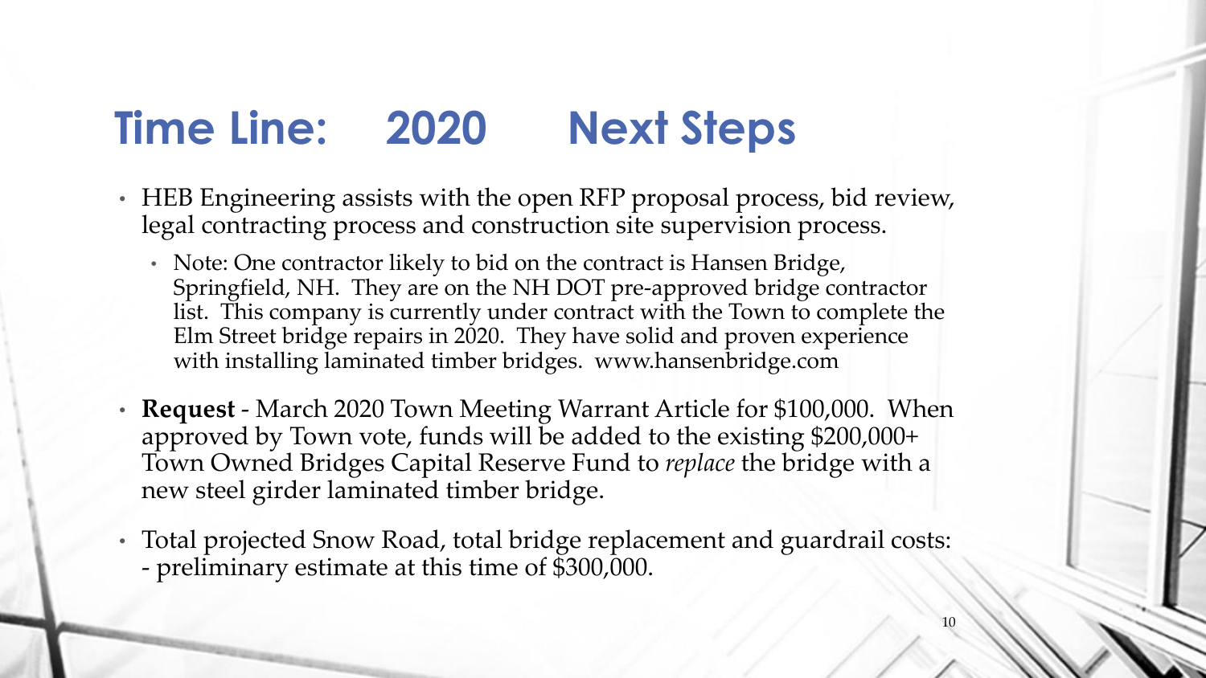# Time Line: 2020 Next Steps

- HEB Engineering assists with the open RFP proposal process, bid review, legal contracting process and construction site supervision process.
  - Note: One contractor likely to bid on the contract is Hansen Bridge, Springfield, NH. They are on the NH DOT pre-approved bridge contractor list. This company is currently under contract with the Town to complete the Elm Street bridge repairs in 2020. They have solid and proven experience with installing laminated timber bridges. www.hansenbridge.com
- **Request** - March 2020 Town Meeting Warrant Article for $100,000. When approved by Town vote, funds will be added to the existing $200,000+ Town Owned Bridges Capital Reserve Fund to *replace* the bridge with a new steel girder laminated timber bridge.
- Total projected Snow Road, total bridge replacement and guardrail costs: - preliminary estimate at this time of $300,000.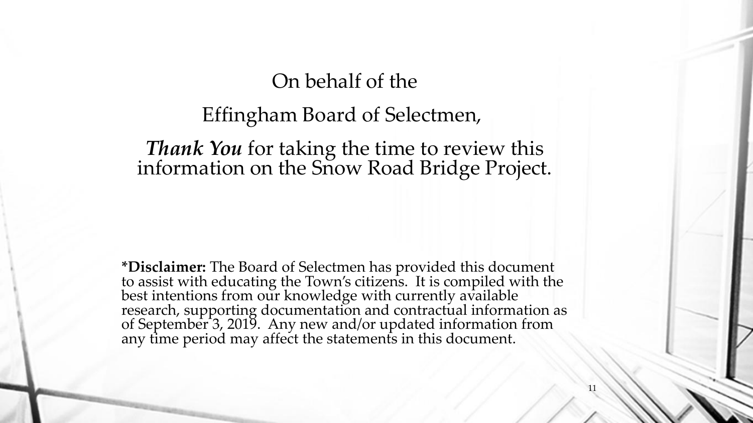On behalf of the

Effingham Board of Selectmen,

***Thank You*** for taking the time to review this information on the Snow Road Bridge Project.

***Disclaimer:** The Board of Selectmen has provided this document to assist with educating the Town's citizens. It is compiled with the best intentions from our knowledge with currently available research, supporting documentation and contractual information as of September 3, 2019. Any new and/or updated information from any time period may affect the statements in this document.